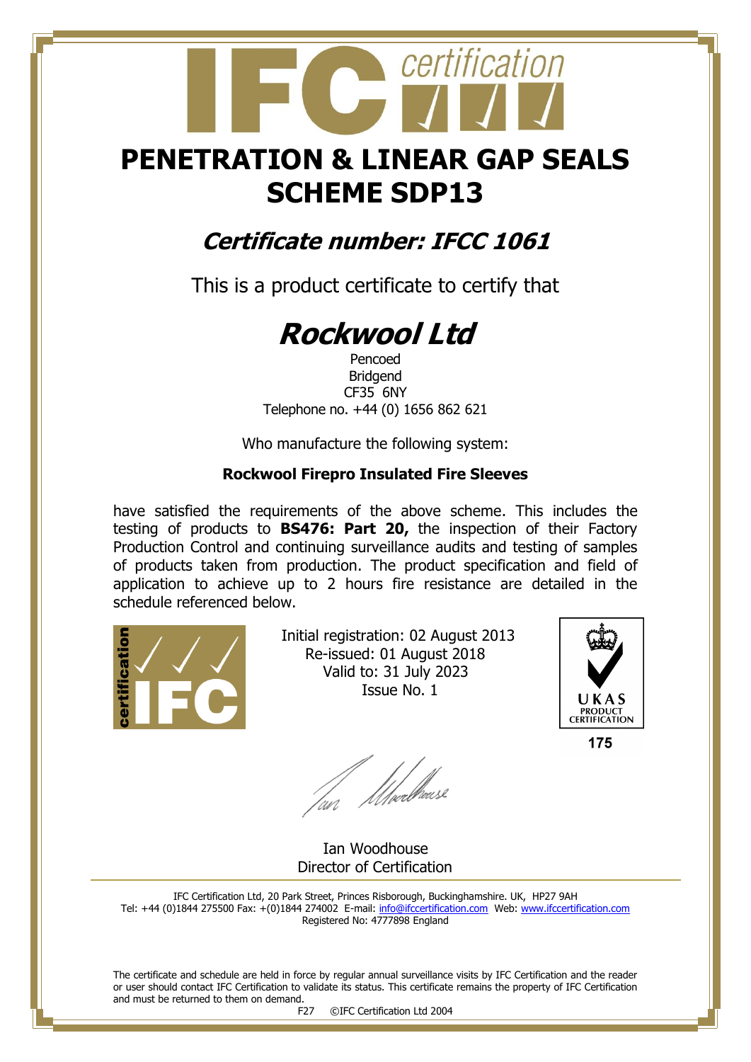# PENETRATION & LINEAR GAP SEALS SCHEME SDP13

## *Certificate number: IFCC 1061*

This is a product certificate to certify that

# *Rockwool Ltd*

Pencoed
Bridgend
CF35 6NY
Telephone no. +44 (0) 1656 862 621

Who manufacture the following system:

**Rockwool Firepro Insulated Fire Sleeves**

have satisfied the requirements of the above scheme. This includes the testing of products to **BS476: Part 20,** the inspection of their Factory Production Control and continuing surveillance audits and testing of samples of products taken from production. The product specification and field of application to achieve up to 2 hours fire resistance are detailed in the schedule referenced below.

Initial registration: 02 August 2013
Re-issued: 01 August 2018
Valid to: 31 July 2023
Issue No. 1

UKAS PRODUCT CERTIFICATION
175

Ian Woodhouse
Director of Certification

IFC Certification Ltd, 20 Park Street, Princes Risborough, Buckinghamshire. UK, HP27 9AH
Tel: +44 (0)1844 275500 Fax: +(0)1844 274002 E-mail: info@ifccertification.com Web: www.ifccertification.com
Registered No: 4777898 England

The certificate and schedule are held in force by regular annual surveillance visits by IFC Certification and the reader or user should contact IFC Certification to validate its status. This certificate remains the property of IFC Certification and must be returned to them on demand.

F27 ©IFC Certification Ltd 2004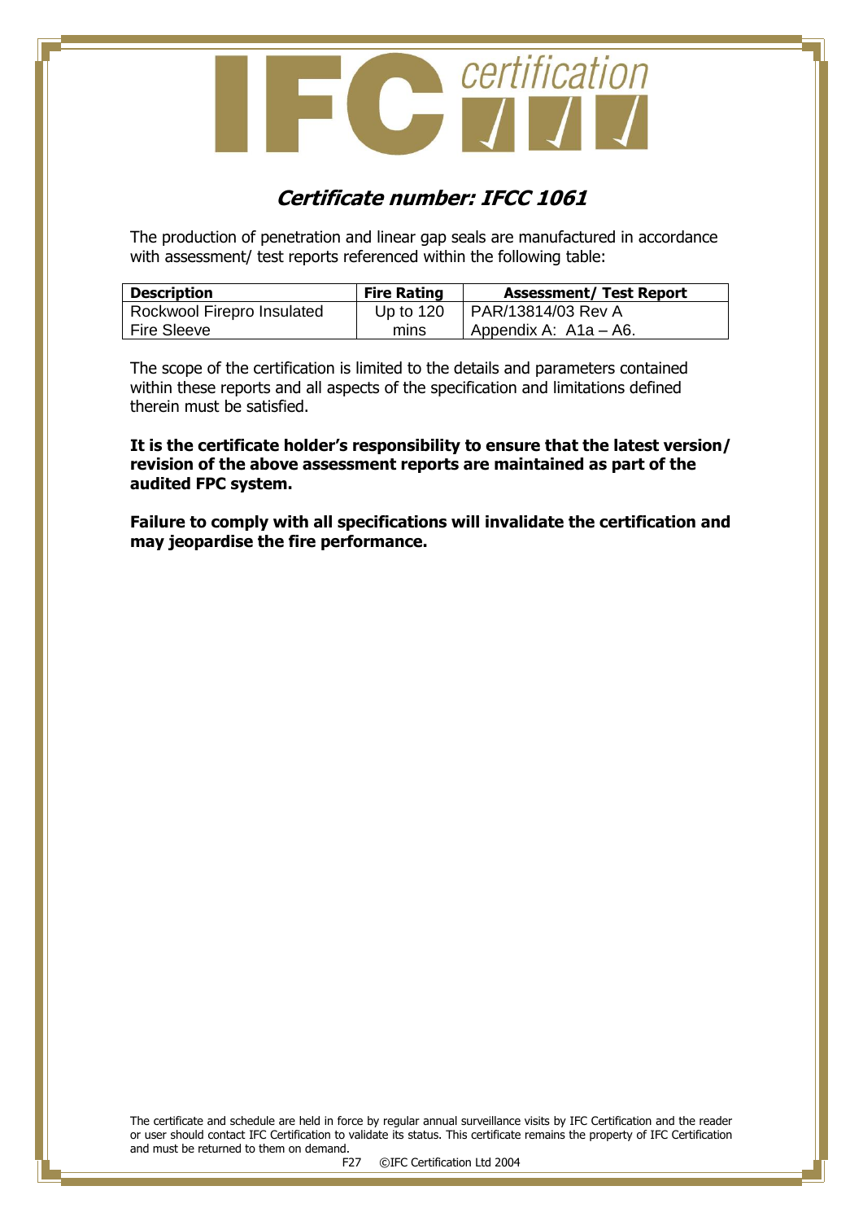# *Certificate number: IFCC 1061*

The production of penetration and linear gap seals are manufactured in accordance with assessment/ test reports referenced within the following table:

| Description | Fire Rating | Assessment/ Test Report |
|---|---|---|
| Rockwool Firepro Insulated Fire Sleeve | Up to 120 mins | PAR/13814/03 Rev A Appendix A: A1a – A6. |

The scope of the certification is limited to the details and parameters contained within these reports and all aspects of the specification and limitations defined therein must be satisfied.

**It is the certificate holder's responsibility to ensure that the latest version/ revision of the above assessment reports are maintained as part of the audited FPC system.**

**Failure to comply with all specifications will invalidate the certification and may jeopardise the fire performance.**

The certificate and schedule are held in force by regular annual surveillance visits by IFC Certification and the reader or user should contact IFC Certification to validate its status. This certificate remains the property of IFC Certification and must be returned to them on demand.

F27 ©IFC Certification Ltd 2004